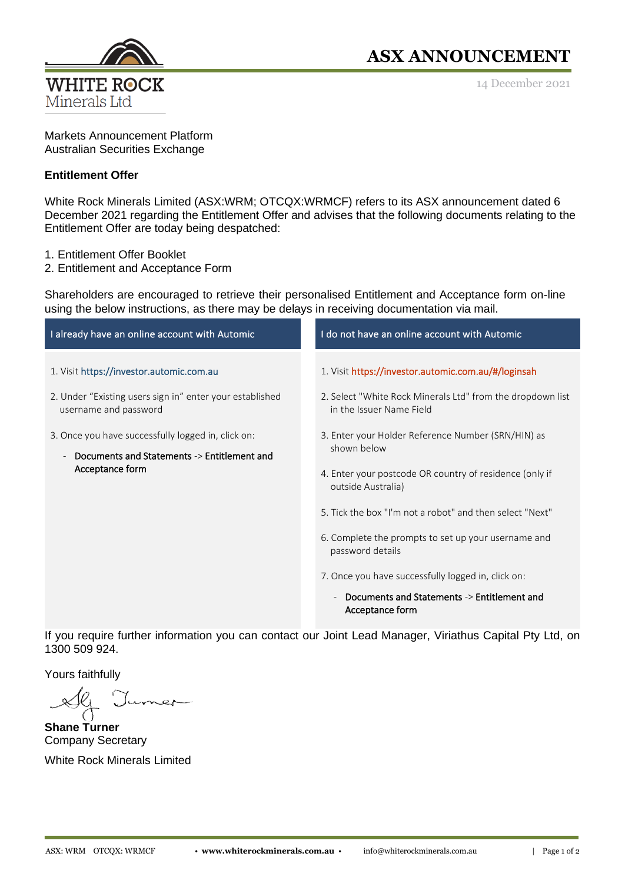**WHITE ROCK Minerals Ltd**

# ASX ANNOUNCEMENT

14 December 2021

Markets Announcement Platform
Australian Securities Exchange

**Entitlement Offer**

White Rock Minerals Limited (ASX:WRM; OTCQX:WRMCF) refers to its ASX announcement dated 6 December 2021 regarding the Entitlement Offer and advises that the following documents relating to the Entitlement Offer are today being despatched:

1. Entitlement Offer Booklet
2. Entitlement and Acceptance Form

Shareholders are encouraged to retrieve their personalised Entitlement and Acceptance form on-line using the below instructions, as there may be delays in receiving documentation via mail.

| I already have an online account with Automic | I do not have an online account with Automic |
|---|---|
| 1. Visit https://investor.automic.com.au | 1. Visit https://investor.automic.com.au/#/loginsah |
| 2. Under "Existing users sign in" enter your established username and password | 2. Select "White Rock Minerals Ltd" from the dropdown list in the Issuer Name Field |
| 3. Once you have successfully logged in, click on: - Documents and Statements -> Entitlement and Acceptance form | 3. Enter your Holder Reference Number (SRN/HIN) as shown below |
| | 4. Enter your postcode OR country of residence (only if outside Australia) |
| | 5. Tick the box "I'm not a robot" and then select "Next" |
| | 6. Complete the prompts to set up your username and password details |
| | 7. Once you have successfully logged in, click on: - Documents and Statements -> Entitlement and Acceptance form |

If you require further information you can contact our Joint Lead Manager, Viriathus Capital Pty Ltd, on 1300 509 924.

Yours faithfully

**Shane Turner**
Company Secretary

White Rock Minerals Limited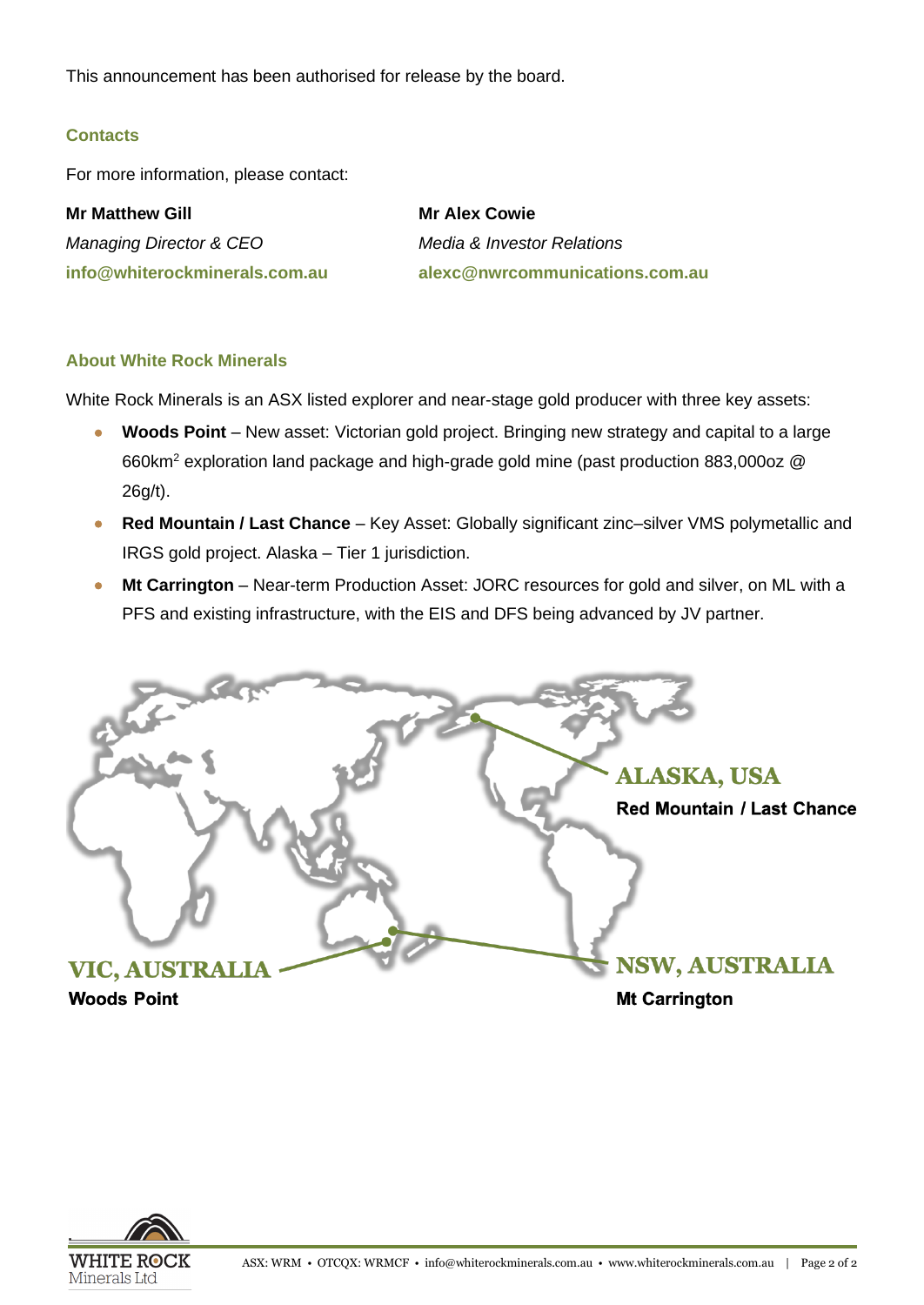This announcement has been authorised for release by the board.

## Contacts

For more information, please contact:

**Mr Matthew Gill**
*Managing Director & CEO*
**info@whiterockminerals.com.au**

**Mr Alex Cowie**
*Media & Investor Relations*
**alexc@nwrcommunications.com.au**

## About White Rock Minerals

White Rock Minerals is an ASX listed explorer and near-stage gold producer with three key assets:

- **Woods Point** – New asset: Victorian gold project. Bringing new strategy and capital to a large 660km$^2$ exploration land package and high-grade gold mine (past production 883,000oz @ 26g/t).
- **Red Mountain / Last Chance** – Key Asset: Globally significant zinc–silver VMS polymetallic and IRGS gold project. Alaska – Tier 1 jurisdiction.
- **Mt Carrington** – Near-term Production Asset: JORC resources for gold and silver, on ML with a PFS and existing infrastructure, with the EIS and DFS being advanced by JV partner.

ALASKA, USA
Red Mountain / Last Chance

VIC, AUSTRALIA
Woods Point

NSW, AUSTRALIA
Mt Carrington